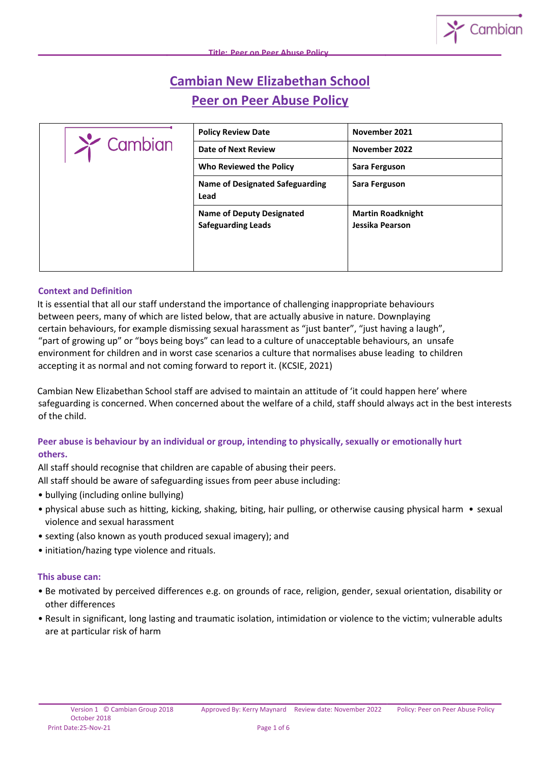# Cambian New Elizabethan School

# Peer on Peer Abuse Policy

| | | |
|---|---|---|
| Cambian | **Policy Review Date** | **November 2021** |
| | **Date of Next Review** | **November 2022** |
| | **Who Reviewed the Policy** | **Sara Ferguson** |
| | **Name of Designated Safeguarding Lead** | **Sara Ferguson** |
| | **Name of Deputy Designated Safeguarding Leads** | **Martin Roadknight**<br>**Jessika Pearson** |

## Context and Definition

It is essential that all our staff understand the importance of challenging inappropriate behaviours between peers, many of which are listed below, that are actually abusive in nature. Downplaying certain behaviours, for example dismissing sexual harassment as "just banter", "just having a laugh", "part of growing up" or "boys being boys" can lead to a culture of unacceptable behaviours, an unsafe environment for children and in worst case scenarios a culture that normalises abuse leading to children accepting it as normal and not coming forward to report it. (KCSIE, 2021)

Cambian New Elizabethan School staff are advised to maintain an attitude of 'it could happen here' where safeguarding is concerned. When concerned about the welfare of a child, staff should always act in the best interests of the child.

### Peer abuse is behaviour by an individual or group, intending to physically, sexually or emotionally hurt others.

All staff should recognise that children are capable of abusing their peers.
All staff should be aware of safeguarding issues from peer abuse including:

- bullying (including online bullying)
- physical abuse such as hitting, kicking, shaking, biting, hair pulling, or otherwise causing physical harm
- sexual violence and sexual harassment
- sexting (also known as youth produced sexual imagery); and
- initiation/hazing type violence and rituals.

### This abuse can:

- Be motivated by perceived differences e.g. on grounds of race, religion, gender, sexual orientation, disability or other differences
- Result in significant, long lasting and traumatic isolation, intimidation or violence to the victim; vulnerable adults are at particular risk of harm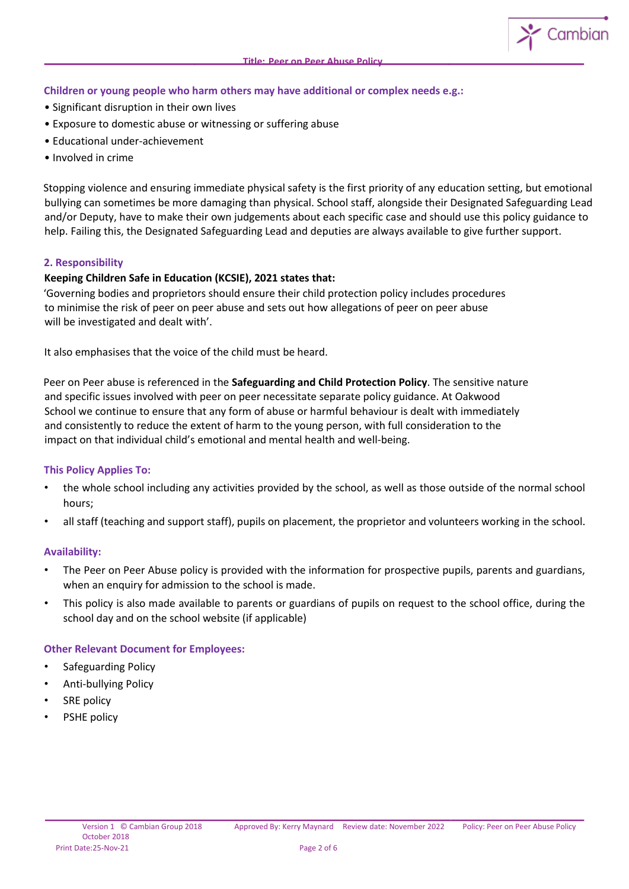**Children or young people who harm others may have additional or complex needs e.g.:**

- Significant disruption in their own lives
- Exposure to domestic abuse or witnessing or suffering abuse
- Educational under-achievement
- Involved in crime

Stopping violence and ensuring immediate physical safety is the first priority of any education setting, but emotional bullying can sometimes be more damaging than physical. School staff, alongside their Designated Safeguarding Lead and/or Deputy, have to make their own judgements about each specific case and should use this policy guidance to help. Failing this, the Designated Safeguarding Lead and deputies are always available to give further support.

## 2. Responsibility

**Keeping Children Safe in Education (KCSIE), 2021 states that:**

'Governing bodies and proprietors should ensure their child protection policy includes procedures to minimise the risk of peer on peer abuse and sets out how allegations of peer on peer abuse will be investigated and dealt with'.

It also emphasises that the voice of the child must be heard.

Peer on Peer abuse is referenced in the **Safeguarding and Child Protection Policy**. The sensitive nature and specific issues involved with peer on peer necessitate separate policy guidance. At Oakwood School we continue to ensure that any form of abuse or harmful behaviour is dealt with immediately and consistently to reduce the extent of harm to the young person, with full consideration to the impact on that individual child's emotional and mental health and well-being.

### This Policy Applies To:

- the whole school including any activities provided by the school, as well as those outside of the normal school hours;
- all staff (teaching and support staff), pupils on placement, the proprietor and volunteers working in the school.

### Availability:

- The Peer on Peer Abuse policy is provided with the information for prospective pupils, parents and guardians, when an enquiry for admission to the school is made.
- This policy is also made available to parents or guardians of pupils on request to the school office, during the school day and on the school website (if applicable)

### Other Relevant Document for Employees:

- Safeguarding Policy
- Anti-bullying Policy
- SRE policy
- PSHE policy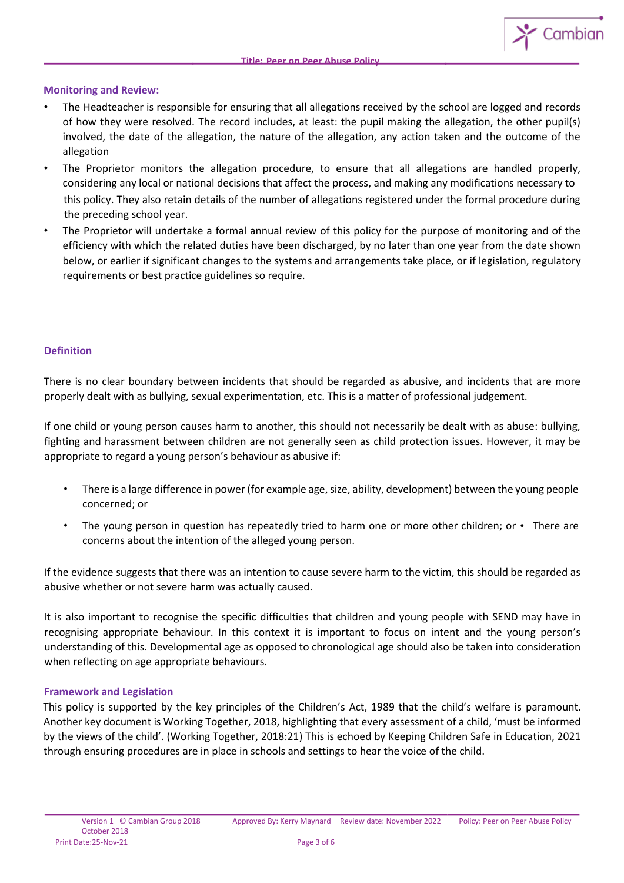## Monitoring and Review:

- The Headteacher is responsible for ensuring that all allegations received by the school are logged and records of how they were resolved. The record includes, at least: the pupil making the allegation, the other pupil(s) involved, the date of the allegation, the nature of the allegation, any action taken and the outcome of the allegation
- The Proprietor monitors the allegation procedure, to ensure that all allegations are handled properly, considering any local or national decisions that affect the process, and making any modifications necessary to this policy. They also retain details of the number of allegations registered under the formal procedure during the preceding school year.
- The Proprietor will undertake a formal annual review of this policy for the purpose of monitoring and of the efficiency with which the related duties have been discharged, by no later than one year from the date shown below, or earlier if significant changes to the systems and arrangements take place, or if legislation, regulatory requirements or best practice guidelines so require.

## Definition

There is no clear boundary between incidents that should be regarded as abusive, and incidents that are more properly dealt with as bullying, sexual experimentation, etc. This is a matter of professional judgement.

If one child or young person causes harm to another, this should not necessarily be dealt with as abuse: bullying, fighting and harassment between children are not generally seen as child protection issues. However, it may be appropriate to regard a young person's behaviour as abusive if:

- There is a large difference in power (for example age, size, ability, development) between the young people concerned; or
- The young person in question has repeatedly tried to harm one or more other children; or
- There are concerns about the intention of the alleged young person.

If the evidence suggests that there was an intention to cause severe harm to the victim, this should be regarded as abusive whether or not severe harm was actually caused.

It is also important to recognise the specific difficulties that children and young people with SEND may have in recognising appropriate behaviour. In this context it is important to focus on intent and the young person's understanding of this. Developmental age as opposed to chronological age should also be taken into consideration when reflecting on age appropriate behaviours.

## Framework and Legislation

This policy is supported by the key principles of the Children's Act, 1989 that the child's welfare is paramount. Another key document is Working Together, 2018, highlighting that every assessment of a child, 'must be informed by the views of the child'. (Working Together, 2018:21) This is echoed by Keeping Children Safe in Education, 2021 through ensuring procedures are in place in schools and settings to hear the voice of the child.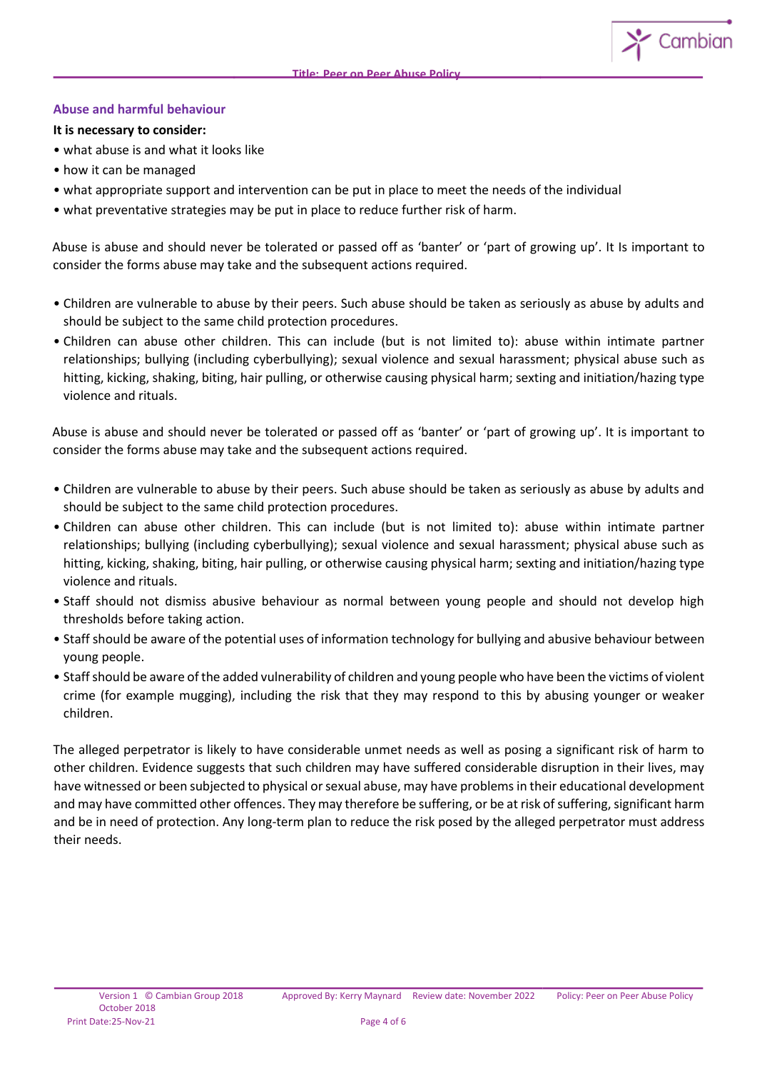## Abuse and harmful behaviour

**It is necessary to consider:**

- what abuse is and what it looks like
- how it can be managed
- what appropriate support and intervention can be put in place to meet the needs of the individual
- what preventative strategies may be put in place to reduce further risk of harm.

Abuse is abuse and should never be tolerated or passed off as 'banter' or 'part of growing up'. It Is important to consider the forms abuse may take and the subsequent actions required.

- Children are vulnerable to abuse by their peers. Such abuse should be taken as seriously as abuse by adults and should be subject to the same child protection procedures.
- Children can abuse other children. This can include (but is not limited to): abuse within intimate partner relationships; bullying (including cyberbullying); sexual violence and sexual harassment; physical abuse such as hitting, kicking, shaking, biting, hair pulling, or otherwise causing physical harm; sexting and initiation/hazing type violence and rituals.

Abuse is abuse and should never be tolerated or passed off as 'banter' or 'part of growing up'. It is important to consider the forms abuse may take and the subsequent actions required.

- Children are vulnerable to abuse by their peers. Such abuse should be taken as seriously as abuse by adults and should be subject to the same child protection procedures.
- Children can abuse other children. This can include (but is not limited to): abuse within intimate partner relationships; bullying (including cyberbullying); sexual violence and sexual harassment; physical abuse such as hitting, kicking, shaking, biting, hair pulling, or otherwise causing physical harm; sexting and initiation/hazing type violence and rituals.
- Staff should not dismiss abusive behaviour as normal between young people and should not develop high thresholds before taking action.
- Staff should be aware of the potential uses of information technology for bullying and abusive behaviour between young people.
- Staff should be aware of the added vulnerability of children and young people who have been the victims of violent crime (for example mugging), including the risk that they may respond to this by abusing younger or weaker children.

The alleged perpetrator is likely to have considerable unmet needs as well as posing a significant risk of harm to other children. Evidence suggests that such children may have suffered considerable disruption in their lives, may have witnessed or been subjected to physical or sexual abuse, may have problems in their educational development and may have committed other offences. They may therefore be suffering, or be at risk of suffering, significant harm and be in need of protection. Any long-term plan to reduce the risk posed by the alleged perpetrator must address their needs.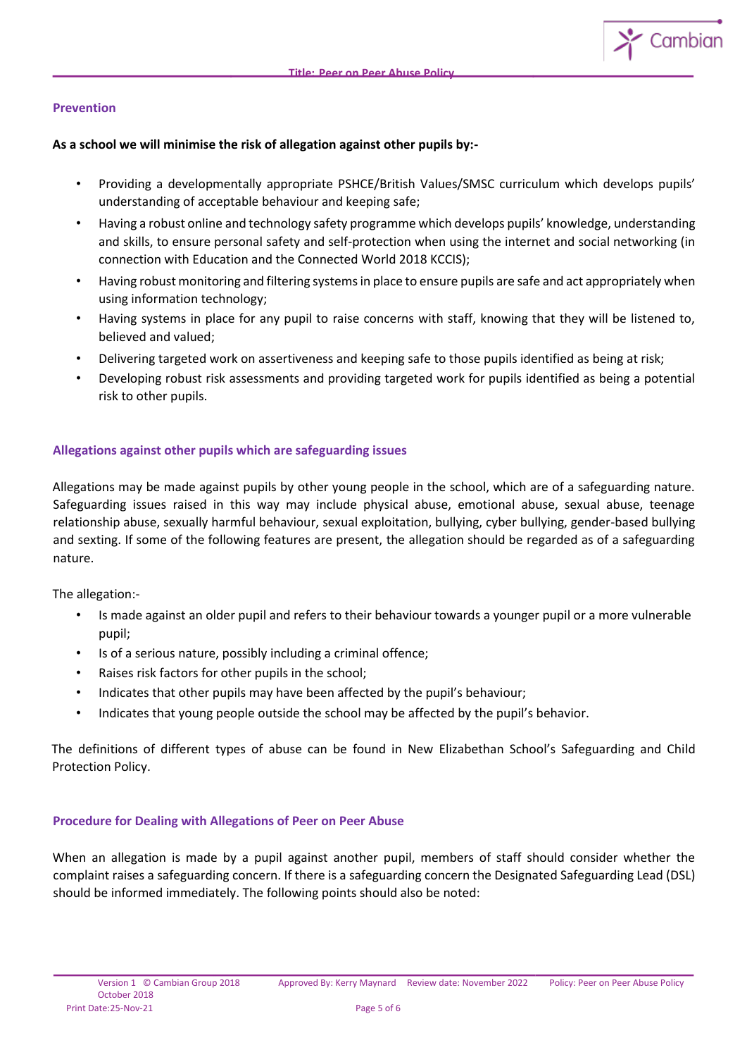## Prevention

**As a school we will minimise the risk of allegation against other pupils by:-**

- Providing a developmentally appropriate PSHCE/British Values/SMSC curriculum which develops pupils' understanding of acceptable behaviour and keeping safe;
- Having a robust online and technology safety programme which develops pupils' knowledge, understanding and skills, to ensure personal safety and self-protection when using the internet and social networking (in connection with Education and the Connected World 2018 KCCIS);
- Having robust monitoring and filtering systems in place to ensure pupils are safe and act appropriately when using information technology;
- Having systems in place for any pupil to raise concerns with staff, knowing that they will be listened to, believed and valued;
- Delivering targeted work on assertiveness and keeping safe to those pupils identified as being at risk;
- Developing robust risk assessments and providing targeted work for pupils identified as being a potential risk to other pupils.

## Allegations against other pupils which are safeguarding issues

Allegations may be made against pupils by other young people in the school, which are of a safeguarding nature. Safeguarding issues raised in this way may include physical abuse, emotional abuse, sexual abuse, teenage relationship abuse, sexually harmful behaviour, sexual exploitation, bullying, cyber bullying, gender-based bullying and sexting. If some of the following features are present, the allegation should be regarded as of a safeguarding nature.

The allegation:-

- Is made against an older pupil and refers to their behaviour towards a younger pupil or a more vulnerable pupil;
- Is of a serious nature, possibly including a criminal offence;
- Raises risk factors for other pupils in the school;
- Indicates that other pupils may have been affected by the pupil's behaviour;
- Indicates that young people outside the school may be affected by the pupil's behavior.

The definitions of different types of abuse can be found in New Elizabethan School's Safeguarding and Child Protection Policy.

## Procedure for Dealing with Allegations of Peer on Peer Abuse

When an allegation is made by a pupil against another pupil, members of staff should consider whether the complaint raises a safeguarding concern. If there is a safeguarding concern the Designated Safeguarding Lead (DSL) should be informed immediately. The following points should also be noted: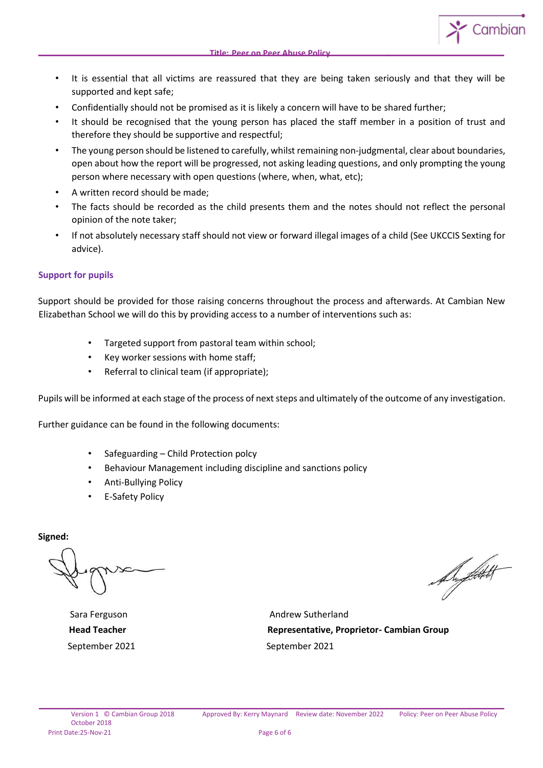- It is essential that all victims are reassured that they are being taken seriously and that they will be supported and kept safe;
- Confidentially should not be promised as it is likely a concern will have to be shared further;
- It should be recognised that the young person has placed the staff member in a position of trust and therefore they should be supportive and respectful;
- The young person should be listened to carefully, whilst remaining non-judgmental, clear about boundaries, open about how the report will be progressed, not asking leading questions, and only prompting the young person where necessary with open questions (where, when, what, etc);
- A written record should be made;
- The facts should be recorded as the child presents them and the notes should not reflect the personal opinion of the note taker;
- If not absolutely necessary staff should not view or forward illegal images of a child (See UKCCIS Sexting for advice).

## Support for pupils

Support should be provided for those raising concerns throughout the process and afterwards. At Cambian New Elizabethan School we will do this by providing access to a number of interventions such as:

- Targeted support from pastoral team within school;
- Key worker sessions with home staff;
- Referral to clinical team (if appropriate);

Pupils will be informed at each stage of the process of next steps and ultimately of the outcome of any investigation.

Further guidance can be found in the following documents:

- Safeguarding – Child Protection polcy
- Behaviour Management including discipline and sanctions policy
- Anti-Bullying Policy
- E-Safety Policy

**Signed:**

Sara Ferguson
**Head Teacher**
September 2021

Andrew Sutherland
**Representative, Proprietor- Cambian Group**
September 2021